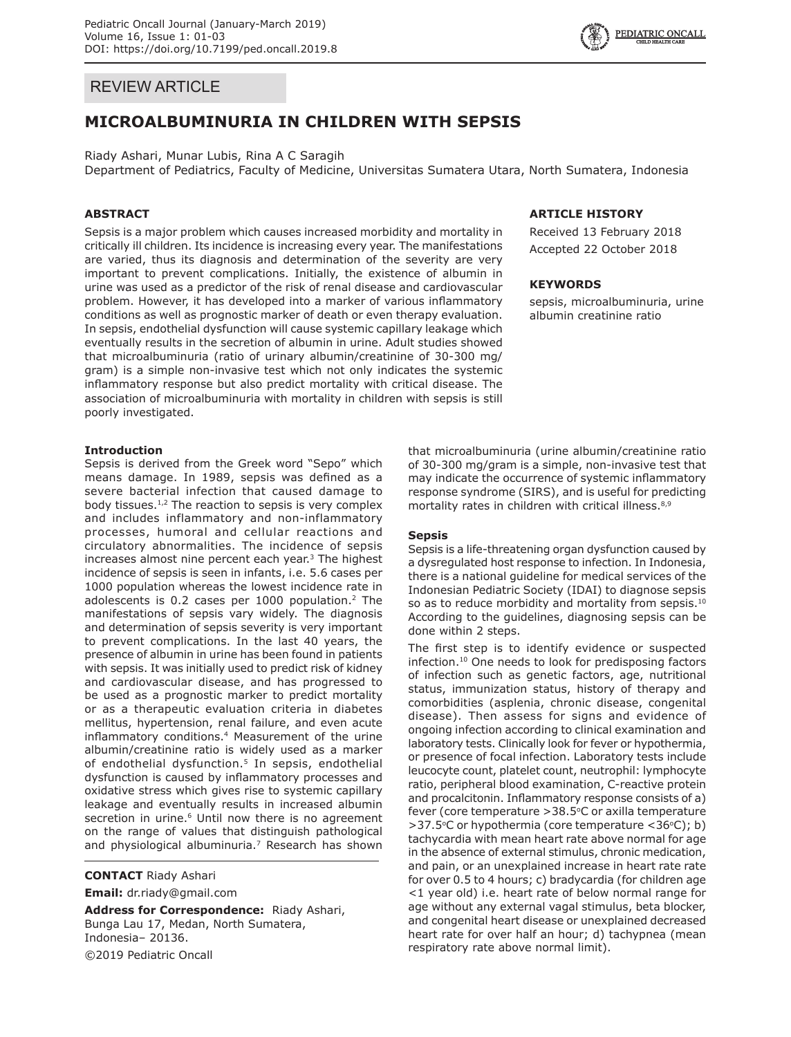REVIEW ARTICLE

# MICROALBUMINURIA IN CHILDREN WITH SEPSIS

Riady Ashari, Munar Lubis, Rina A C Saragih

Department of Pediatrics, Faculty of Medicine, Universitas Sumatera Utara, North Sumatera, Indonesia

## ABSTRACT

Sepsis is a major problem which causes increased morbidity and mortality in critically ill children. Its incidence is increasing every year. The manifestations are varied, thus its diagnosis and determination of the severity are very important to prevent complications. Initially, the existence of albumin in urine was used as a predictor of the risk of renal disease and cardiovascular problem. However, it has developed into a marker of various inflammatory conditions as well as prognostic marker of death or even therapy evaluation. In sepsis, endothelial dysfunction will cause systemic capillary leakage which eventually results in the secretion of albumin in urine. Adult studies showed that microalbuminuria (ratio of urinary albumin/creatinine of 30-300 mg/gram) is a simple non-invasive test which not only indicates the systemic inflammatory response but also predict mortality with critical disease. The association of microalbuminuria with mortality in children with sepsis is still poorly investigated.

## ARTICLE HISTORY

Received 13 February 2018

Accepted 22 October 2018

## KEYWORDS

sepsis, microalbuminuria, urine albumin creatinine ratio

### Introduction

Sepsis is derived from the Greek word "Sepo" which means damage. In 1989, sepsis was defined as a severe bacterial infection that caused damage to body tissues.[1,2] The reaction to sepsis is very complex and includes inflammatory and non-inflammatory processes, humoral and cellular reactions and circulatory abnormalities. The incidence of sepsis increases almost nine percent each year.[3] The highest incidence of sepsis is seen in infants, i.e. 5.6 cases per 1000 population whereas the lowest incidence rate in adolescents is 0.2 cases per 1000 population.[2] The manifestations of sepsis vary widely. The diagnosis and determination of sepsis severity is very important to prevent complications. In the last 40 years, the presence of albumin in urine has been found in patients with sepsis. It was initially used to predict risk of kidney and cardiovascular disease, and has progressed to be used as a prognostic marker to predict mortality or as a therapeutic evaluation criteria in diabetes mellitus, hypertension, renal failure, and even acute inflammatory conditions.[4] Measurement of the urine albumin/creatinine ratio is widely used as a marker of endothelial dysfunction.[5] In sepsis, endothelial dysfunction is caused by inflammatory processes and oxidative stress which gives rise to systemic capillary leakage and eventually results in increased albumin secretion in urine.[6] Until now there is no agreement on the range of values that distinguish pathological and physiological albuminuria.[7] Research has shown that microalbuminuria (urine albumin/creatinine ratio of 30-300 mg/gram is a simple, non-invasive test that may indicate the occurrence of systemic inflammatory response syndrome (SIRS), and is useful for predicting mortality rates in children with critical illness.[8,9]

### Sepsis

Sepsis is a life-threatening organ dysfunction caused by a dysregulated host response to infection. In Indonesia, there is a national guideline for medical services of the Indonesian Pediatric Society (IDAI) to diagnose sepsis so as to reduce morbidity and mortality from sepsis.[10] According to the guidelines, diagnosing sepsis can be done within 2 steps.

The first step is to identify evidence or suspected infection.[10] One needs to look for predisposing factors of infection such as genetic factors, age, nutritional status, immunization status, history of therapy and comorbidities (asplenia, chronic disease, congenital disease). Then assess for signs and evidence of ongoing infection according to clinical examination and laboratory tests. Clinically look for fever or hypothermia, or presence of focal infection. Laboratory tests include leucocyte count, platelet count, neutrophil: lymphocyte ratio, peripheral blood examination, C-reactive protein and procalcitonin. Inflammatory response consists of a) fever (core temperature >38.5°C or axilla temperature >37.5°C or hypothermia (core temperature <36°C); b) tachycardia with mean heart rate above normal for age in the absence of external stimulus, chronic medication, and pain, or an unexplained increase in heart rate rate for over 0.5 to 4 hours; c) bradycardia (for children age <1 year old) i.e. heart rate of below normal range for age without any external vagal stimulus, beta blocker, and congenital heart disease or unexplained decreased heart rate for over half an hour; d) tachypnea (mean respiratory rate above normal limit).

**CONTACT** Riady Ashari

**Email:** dr.riady@gmail.com

**Address for Correspondence:** Riady Ashari, Bunga Lau 17, Medan, North Sumatera, Indonesia– 20136.

©2019 Pediatric Oncall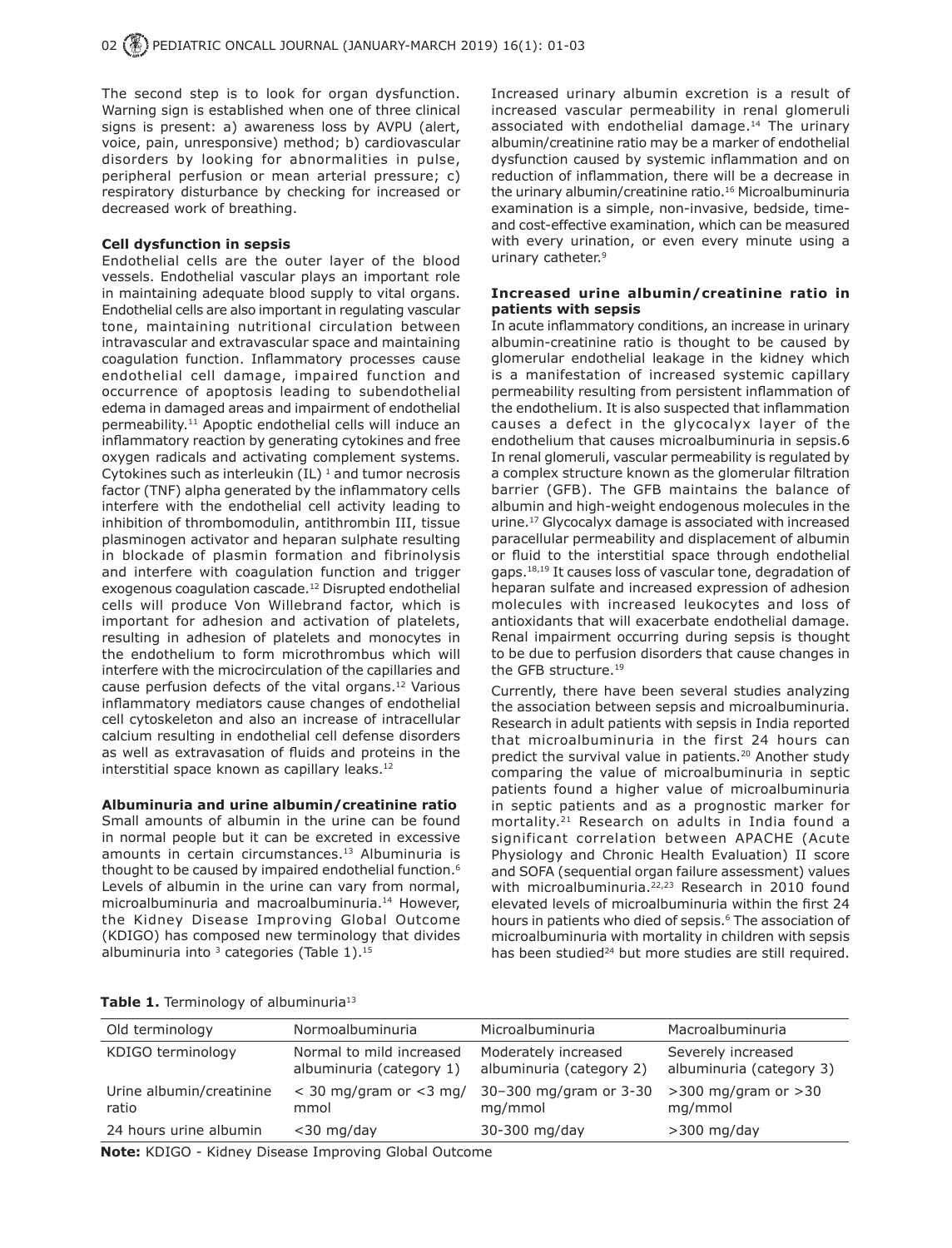The second step is to look for organ dysfunction. Warning sign is established when one of three clinical signs is present: a) awareness loss by AVPU (alert, voice, pain, unresponsive) method; b) cardiovascular disorders by looking for abnormalities in pulse, peripheral perfusion or mean arterial pressure; c) respiratory disturbance by checking for increased or decreased work of breathing.

**Cell dysfunction in sepsis**

Endothelial cells are the outer layer of the blood vessels. Endothelial vascular plays an important role in maintaining adequate blood supply to vital organs. Endothelial cells are also important in regulating vascular tone, maintaining nutritional circulation between intravascular and extravascular space and maintaining coagulation function. Inflammatory processes cause endothelial cell damage, impaired function and occurrence of apoptosis leading to subendothelial edema in damaged areas and impairment of endothelial permeability.[11] Apoptic endothelial cells will induce an inflammatory reaction by generating cytokines and free oxygen radicals and activating complement systems. Cytokines such as interleukin (IL) [1] and tumor necrosis factor (TNF) alpha generated by the inflammatory cells interfere with the endothelial cell activity leading to inhibition of thrombomodulin, antithrombin III, tissue plasminogen activator and heparan sulphate resulting in blockade of plasmin formation and fibrinolysis and interfere with coagulation function and trigger exogenous coagulation cascade.[12] Disrupted endothelial cells will produce Von Willebrand factor, which is important for adhesion and activation of platelets, resulting in adhesion of platelets and monocytes in the endothelium to form microthrombus which will interfere with the microcirculation of the capillaries and cause perfusion defects of the vital organs.[12] Various inflammatory mediators cause changes of endothelial cell cytoskeleton and also an increase of intracellular calcium resulting in endothelial cell defense disorders as well as extravasation of fluids and proteins in the interstitial space known as capillary leaks.[12]

**Albuminuria and urine albumin/creatinine ratio**

Small amounts of albumin in the urine can be found in normal people but it can be excreted in excessive amounts in certain circumstances.[13] Albuminuria is thought to be caused by impaired endothelial function.[6] Levels of albumin in the urine can vary from normal, microalbuminuria and macroalbuminuria.[14] However, the Kidney Disease Improving Global Outcome (KDIGO) has composed new terminology that divides albuminuria into [3] categories (Table 1).[15]

Increased urinary albumin excretion is a result of increased vascular permeability in renal glomeruli associated with endothelial damage.[14] The urinary albumin/creatinine ratio may be a marker of endothelial dysfunction caused by systemic inflammation and on reduction of inflammation, there will be a decrease in the urinary albumin/creatinine ratio.[16] Microalbuminuria examination is a simple, non-invasive, bedside, time- and cost-effective examination, which can be measured with every urination, or even every minute using a urinary catheter.[9]

**Increased urine albumin/creatinine ratio in patients with sepsis**

In acute inflammatory conditions, an increase in urinary albumin-creatinine ratio is thought to be caused by glomerular endothelial leakage in the kidney which is a manifestation of increased systemic capillary permeability resulting from persistent inflammation of the endothelium. It is also suspected that inflammation causes a defect in the glycocalyx layer of the endothelium that causes microalbuminuria in sepsis.6 In renal glomeruli, vascular permeability is regulated by a complex structure known as the glomerular filtration barrier (GFB). The GFB maintains the balance of albumin and high-weight endogenous molecules in the urine.[17] Glycocalyx damage is associated with increased paracellular permeability and displacement of albumin or fluid to the interstitial space through endothelial gaps.[18,19] It causes loss of vascular tone, degradation of heparan sulfate and increased expression of adhesion molecules with increased leukocytes and loss of antioxidants that will exacerbate endothelial damage. Renal impairment occurring during sepsis is thought to be due to perfusion disorders that cause changes in the GFB structure.[19]

Currently, there have been several studies analyzing the association between sepsis and microalbuminuria. Research in adult patients with sepsis in India reported that microalbuminuria in the first 24 hours can predict the survival value in patients.[20] Another study comparing the value of microalbuminuria in septic patients found a higher value of microalbuminuria in septic patients and as a prognostic marker for mortality.[21] Research on adults in India found a significant correlation between APACHE (Acute Physiology and Chronic Health Evaluation) II score and SOFA (sequential organ failure assessment) values with microalbuminuria.[22,23] Research in 2010 found elevated levels of microalbuminuria within the first 24 hours in patients who died of sepsis.[6] The association of microalbuminuria with mortality in children with sepsis has been studied[24] but more studies are still required.

**Table 1.** Terminology of albuminuria[13]

| Old terminology | Normoalbuminuria | Microalbuminuria | Macroalbuminuria |
|---|---|---|---|
| KDIGO terminology | Normal to mild increased albuminuria (category 1) | Moderately increased albuminuria (category 2) | Severely increased albuminuria (category 3) |
| Urine albumin/creatinine ratio | < 30 mg/gram or <3 mg/mmol | 30–300 mg/gram or 3-30 mg/mmol | >300 mg/gram or >30 mg/mmol |
| 24 hours urine albumin | <30 mg/day | 30-300 mg/day | >300 mg/day |

**Note:** KDIGO - Kidney Disease Improving Global Outcome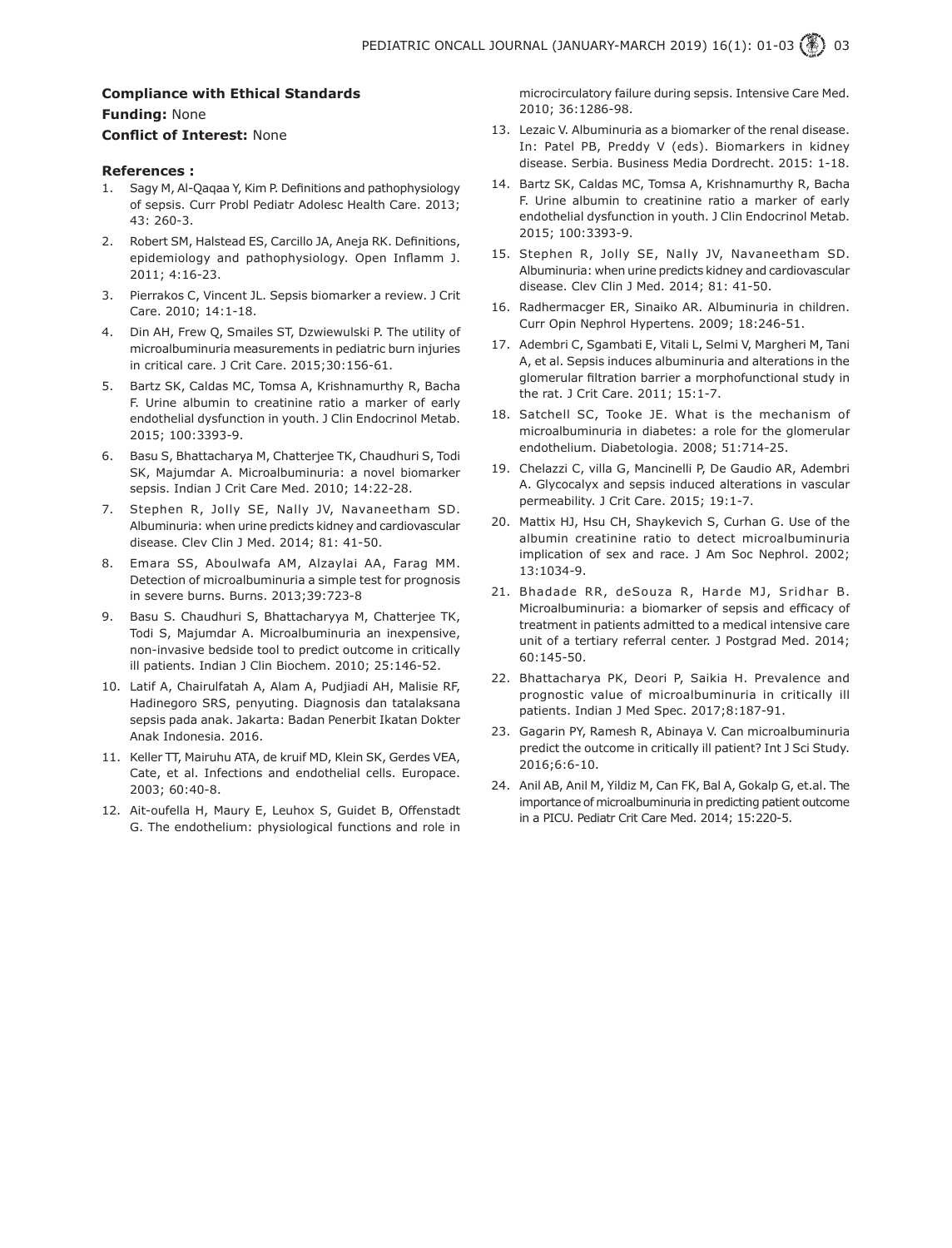**Compliance with Ethical Standards**

**Funding:** None

**Conflict of Interest:** None

**References :**

1. Sagy M, Al-Qaqaa Y, Kim P. Definitions and pathophysiology of sepsis. Curr Probl Pediatr Adolesc Health Care. 2013; 43: 260-3.
2. Robert SM, Halstead ES, Carcillo JA, Aneja RK. Definitions, epidemiology and pathophysiology. Open Inflamm J. 2011; 4:16-23.
3. Pierrakos C, Vincent JL. Sepsis biomarker a review. J Crit Care. 2010; 14:1-18.
4. Din AH, Frew Q, Smailes ST, Dzwiewulski P. The utility of microalbuminuria measurements in pediatric burn injuries in critical care. J Crit Care. 2015;30:156-61.
5. Bartz SK, Caldas MC, Tomsa A, Krishnamurthy R, Bacha F. Urine albumin to creatinine ratio a marker of early endothelial dysfunction in youth. J Clin Endocrinol Metab. 2015; 100:3393-9.
6. Basu S, Bhattacharya M, Chatterjee TK, Chaudhuri S, Todi SK, Majumdar A. Microalbuminuria: a novel biomarker sepsis. Indian J Crit Care Med. 2010; 14:22-28.
7. Stephen R, Jolly SE, Nally JV, Navaneetham SD. Albuminuria: when urine predicts kidney and cardiovascular disease. Clev Clin J Med. 2014; 81: 41-50.
8. Emara SS, Aboulwafa AM, Alzaylai AA, Farag MM. Detection of microalbuminuria a simple test for prognosis in severe burns. Burns. 2013;39:723-8
9. Basu S. Chaudhuri S, Bhattacharyya M, Chatterjee TK, Todi S, Majumdar A. Microalbuminuria an inexpensive, non-invasive bedside tool to predict outcome in critically ill patients. Indian J Clin Biochem. 2010; 25:146-52.
10. Latif A, Chairulfatah A, Alam A, Pudjiadi AH, Malisie RF, Hadinegoro SRS, penyuting. Diagnosis dan tatalaksana sepsis pada anak. Jakarta: Badan Penerbit Ikatan Dokter Anak Indonesia. 2016.
11. Keller TT, Mairuhu ATA, de kruif MD, Klein SK, Gerdes VEA, Cate, et al. Infections and endothelial cells. Europace. 2003; 60:40-8.
12. Ait-oufella H, Maury E, Leuhox S, Guidet B, Offenstadt G. The endothelium: physiological functions and role in microcirculatory failure during sepsis. Intensive Care Med. 2010; 36:1286-98.
13. Lezaic V. Albuminuria as a biomarker of the renal disease. In: Patel PB, Preddy V (eds). Biomarkers in kidney disease. Serbia. Business Media Dordrecht. 2015: 1-18.
14. Bartz SK, Caldas MC, Tomsa A, Krishnamurthy R, Bacha F. Urine albumin to creatinine ratio a marker of early endothelial dysfunction in youth. J Clin Endocrinol Metab. 2015; 100:3393-9.
15. Stephen R, Jolly SE, Nally JV, Navaneetham SD. Albuminuria: when urine predicts kidney and cardiovascular disease. Clev Clin J Med. 2014; 81: 41-50.
16. Radhermacger ER, Sinaiko AR. Albuminuria in children. Curr Opin Nephrol Hypertens. 2009; 18:246-51.
17. Adembri C, Sgambati E, Vitali L, Selmi V, Margheri M, Tani A, et al. Sepsis induces albuminuria and alterations in the glomerular filtration barrier a morphofunctional study in the rat. J Crit Care. 2011; 15:1-7.
18. Satchell SC, Tooke JE. What is the mechanism of microalbuminuria in diabetes: a role for the glomerular endothelium. Diabetologia. 2008; 51:714-25.
19. Chelazzi C, villa G, Mancinelli P, De Gaudio AR, Adembri A. Glycocalyx and sepsis induced alterations in vascular permeability. J Crit Care. 2015; 19:1-7.
20. Mattix HJ, Hsu CH, Shaykevich S, Curhan G. Use of the albumin creatinine ratio to detect microalbuminuria implication of sex and race. J Am Soc Nephrol. 2002; 13:1034-9.
21. Bhadade RR, deSouza R, Harde MJ, Sridhar B. Microalbuminuria: a biomarker of sepsis and efficacy of treatment in patients admitted to a medical intensive care unit of a tertiary referral center. J Postgrad Med. 2014; 60:145-50.
22. Bhattacharya PK, Deori P, Saikia H. Prevalence and prognostic value of microalbuminuria in critically ill patients. Indian J Med Spec. 2017;8:187-91.
23. Gagarin PY, Ramesh R, Abinaya V. Can microalbuminuria predict the outcome in critically ill patient? Int J Sci Study. 2016;6:6-10.
24. Anil AB, Anil M, Yildiz M, Can FK, Bal A, Gokalp G, et.al. The importance of microalbuminuria in predicting patient outcome in a PICU. Pediatr Crit Care Med. 2014; 15:220-5.